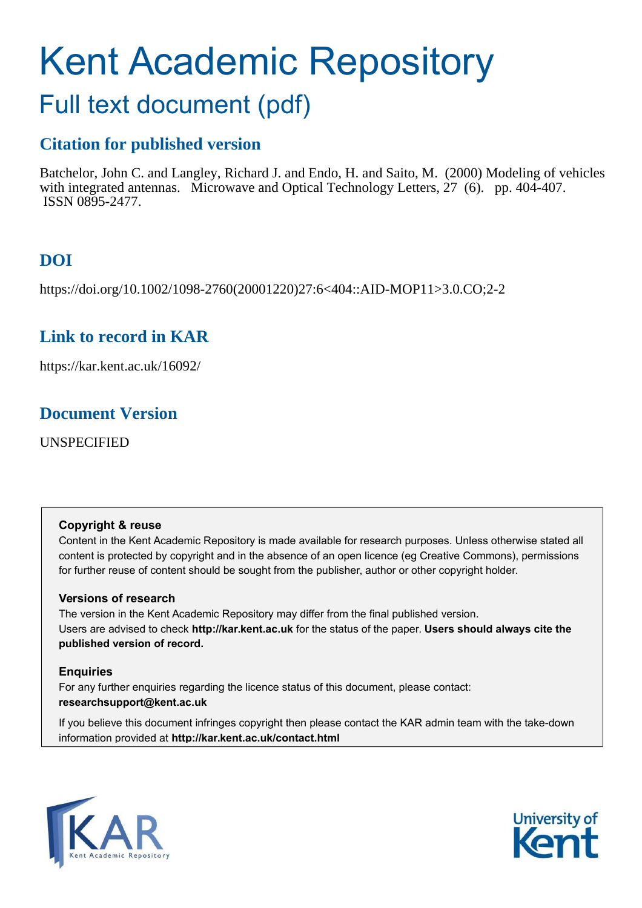# Kent Academic Repository

## Full text document (pdf)

### Citation for published version

Batchelor, John C. and Langley, Richard J. and Endo, H. and Saito, M. (2000) Modeling of vehicles with integrated antennas. Microwave and Optical Technology Letters, 27 (6). pp. 404-407. ISSN 0895-2477.

### DOI

https://doi.org/10.1002/1098-2760(20001220)27:6<404::AID-MOP11>3.0.CO;2-2

### Link to record in KAR

https://kar.kent.ac.uk/16092/

### Document Version

UNSPECIFIED

**Copyright & reuse**

Content in the Kent Academic Repository is made available for research purposes. Unless otherwise stated all content is protected by copyright and in the absence of an open licence (eg Creative Commons), permissions for further reuse of content should be sought from the publisher, author or other copyright holder.

**Versions of research**

The version in the Kent Academic Repository may differ from the final published version. Users are advised to check **http://kar.kent.ac.uk** for the status of the paper. **Users should always cite the published version of record.**

**Enquiries**

For any further enquiries regarding the licence status of this document, please contact: **researchsupport@kent.ac.uk**

If you believe this document infringes copyright then please contact the KAR admin team with the take-down information provided at **http://kar.kent.ac.uk/contact.html**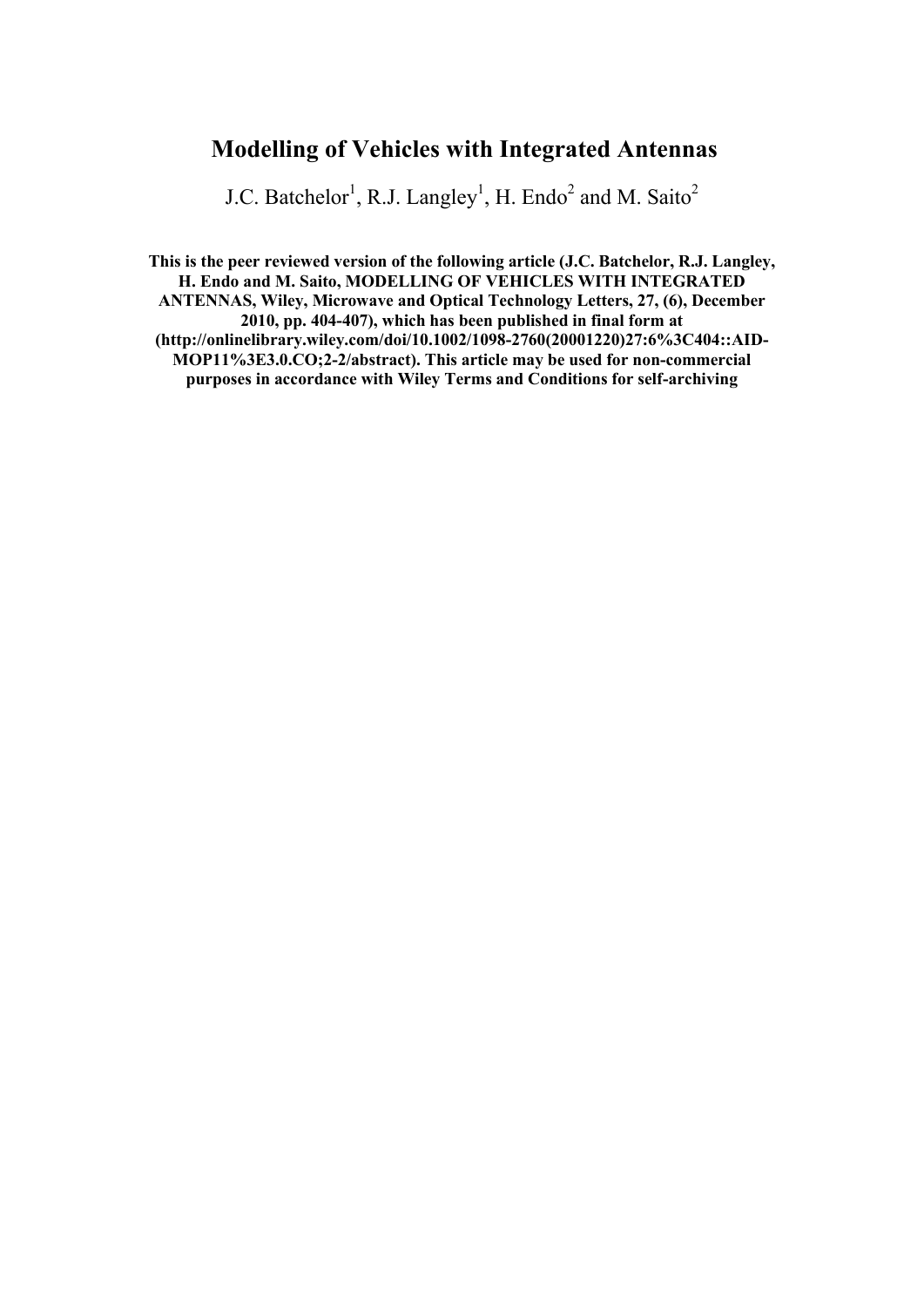# Modelling of Vehicles with Integrated Antennas

J.C. Batchelor[1], R.J. Langley[1], H. Endo[2] and M. Saito[2]

**This is the peer reviewed version of the following article (J.C. Batchelor, R.J. Langley, H. Endo and M. Saito, MODELLING OF VEHICLES WITH INTEGRATED ANTENNAS, Wiley, Microwave and Optical Technology Letters, 27, (6), December 2010, pp. 404-407), which has been published in final form at (http://onlinelibrary.wiley.com/doi/10.1002/1098-2760(20001220)27:6%3C404::AID-MOP11%3E3.0.CO;2-2/abstract). This article may be used for non-commercial purposes in accordance with Wiley Terms and Conditions for self-archiving**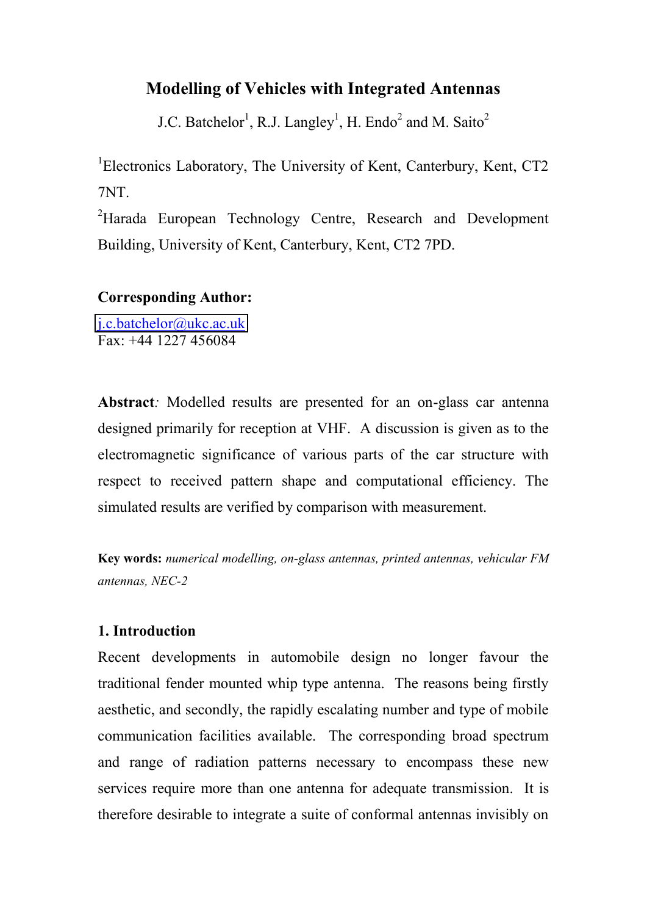# Modelling of Vehicles with Integrated Antennas

J.C. Batchelor[1], R.J. Langley[1], H. Endo[2] and M. Saito[2]

[1]Electronics Laboratory, The University of Kent, Canterbury, Kent, CT2 7NT.

[2]Harada European Technology Centre, Research and Development Building, University of Kent, Canterbury, Kent, CT2 7PD.

**Corresponding Author:**

j.c.batchelor@ukc.ac.uk
Fax: +44 1227 456084

**Abstract***:* Modelled results are presented for an on-glass car antenna designed primarily for reception at VHF. A discussion is given as to the electromagnetic significance of various parts of the car structure with respect to received pattern shape and computational efficiency. The simulated results are verified by comparison with measurement.

**Key words:** *numerical modelling, on-glass antennas, printed antennas, vehicular FM antennas, NEC-2*

## 1. Introduction

Recent developments in automobile design no longer favour the traditional fender mounted whip type antenna. The reasons being firstly aesthetic, and secondly, the rapidly escalating number and type of mobile communication facilities available. The corresponding broad spectrum and range of radiation patterns necessary to encompass these new services require more than one antenna for adequate transmission. It is therefore desirable to integrate a suite of conformal antennas invisibly on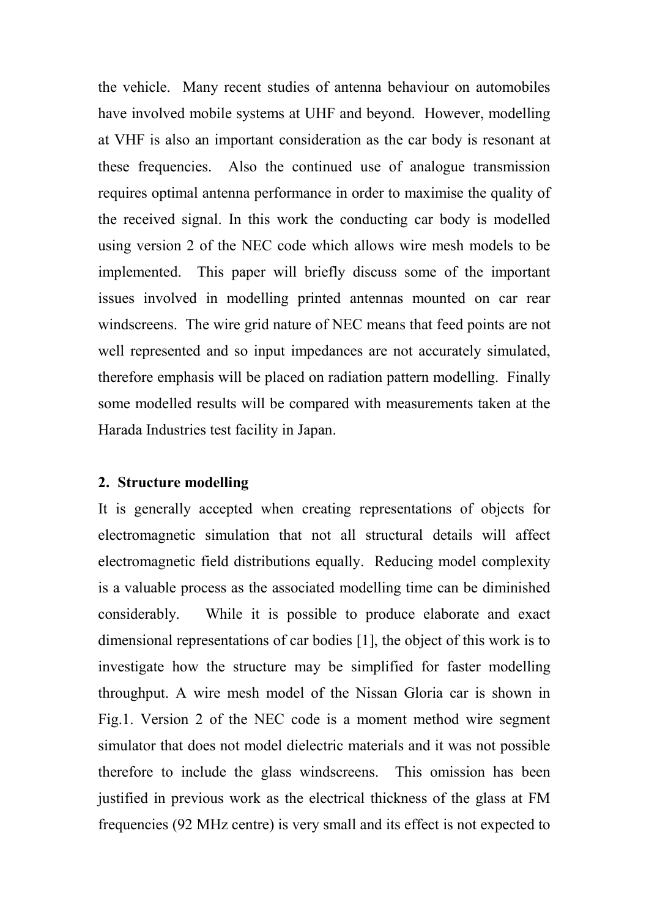the vehicle. Many recent studies of antenna behaviour on automobiles have involved mobile systems at UHF and beyond. However, modelling at VHF is also an important consideration as the car body is resonant at these frequencies. Also the continued use of analogue transmission requires optimal antenna performance in order to maximise the quality of the received signal. In this work the conducting car body is modelled using version 2 of the NEC code which allows wire mesh models to be implemented. This paper will briefly discuss some of the important issues involved in modelling printed antennas mounted on car rear windscreens. The wire grid nature of NEC means that feed points are not well represented and so input impedances are not accurately simulated, therefore emphasis will be placed on radiation pattern modelling. Finally some modelled results will be compared with measurements taken at the Harada Industries test facility in Japan.

## 2. Structure modelling

It is generally accepted when creating representations of objects for electromagnetic simulation that not all structural details will affect electromagnetic field distributions equally. Reducing model complexity is a valuable process as the associated modelling time can be diminished considerably. While it is possible to produce elaborate and exact dimensional representations of car bodies [1], the object of this work is to investigate how the structure may be simplified for faster modelling throughput. A wire mesh model of the Nissan Gloria car is shown in Fig.1. Version 2 of the NEC code is a moment method wire segment simulator that does not model dielectric materials and it was not possible therefore to include the glass windscreens. This omission has been justified in previous work as the electrical thickness of the glass at FM frequencies (92 MHz centre) is very small and its effect is not expected to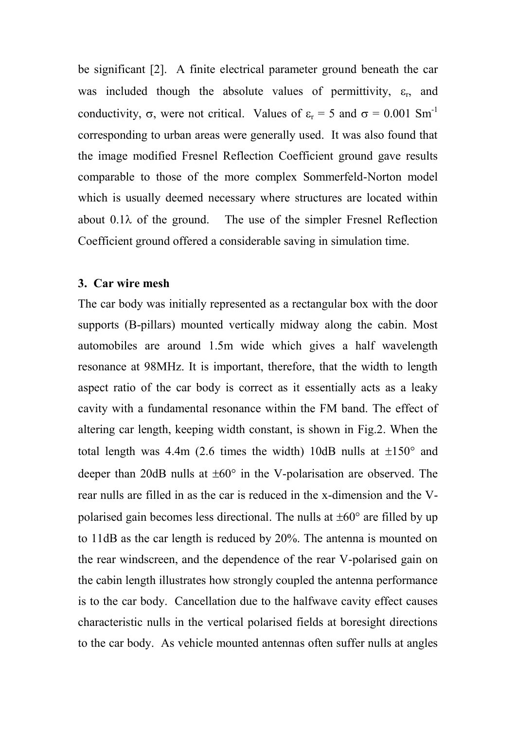be significant [2]. A finite electrical parameter ground beneath the car was included though the absolute values of permittivity, $\varepsilon_r$, and conductivity, $\sigma$, were not critical. Values of $\varepsilon_r = 5$ and $\sigma = 0.001\ Sm^{-1}$ corresponding to urban areas were generally used. It was also found that the image modified Fresnel Reflection Coefficient ground gave results comparable to those of the more complex Sommerfeld-Norton model which is usually deemed necessary where structures are located within about $0.1\lambda$ of the ground. The use of the simpler Fresnel Reflection Coefficient ground offered a considerable saving in simulation time.

### 3. Car wire mesh

The car body was initially represented as a rectangular box with the door supports (B-pillars) mounted vertically midway along the cabin. Most automobiles are around 1.5m wide which gives a half wavelength resonance at 98MHz. It is important, therefore, that the width to length aspect ratio of the car body is correct as it essentially acts as a leaky cavity with a fundamental resonance within the FM band. The effect of altering car length, keeping width constant, is shown in Fig.2. When the total length was 4.4m (2.6 times the width) 10dB nulls at ±150° and deeper than 20dB nulls at ±60° in the V-polarisation are observed. The rear nulls are filled in as the car is reduced in the x-dimension and the V-polarised gain becomes less directional. The nulls at ±60° are filled by up to 11dB as the car length is reduced by 20%. The antenna is mounted on the rear windscreen, and the dependence of the rear V-polarised gain on the cabin length illustrates how strongly coupled the antenna performance is to the car body. Cancellation due to the halfwave cavity effect causes characteristic nulls in the vertical polarised fields at boresight directions to the car body. As vehicle mounted antennas often suffer nulls at angles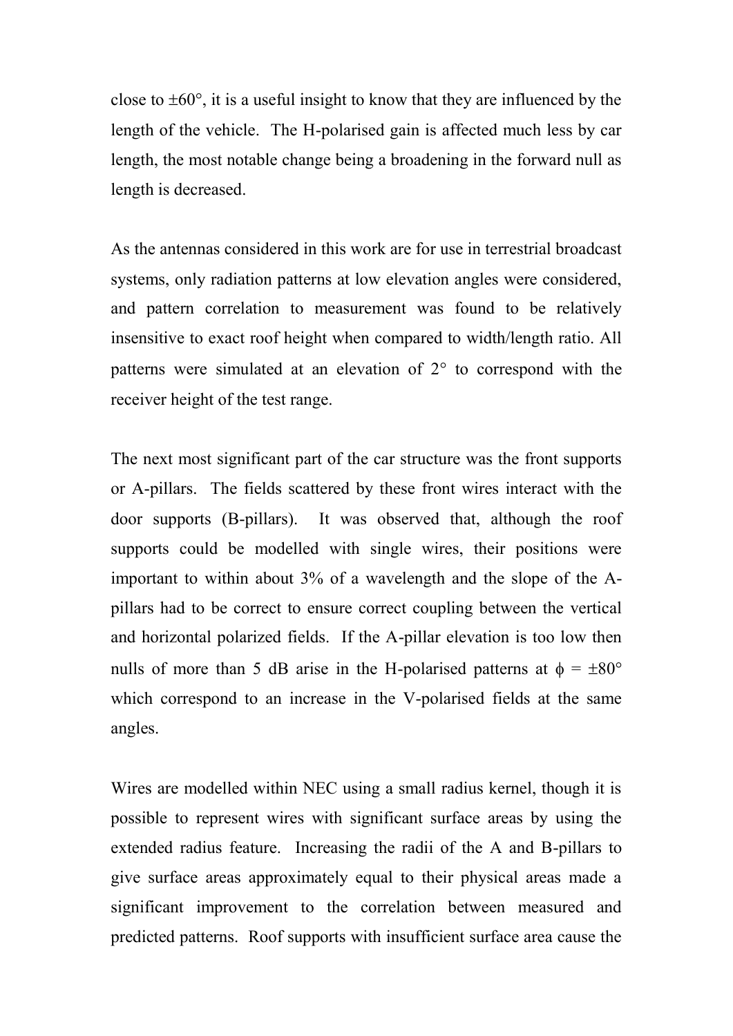close to $\pm 60°$, it is a useful insight to know that they are influenced by the length of the vehicle. The H-polarised gain is affected much less by car length, the most notable change being a broadening in the forward null as length is decreased.

As the antennas considered in this work are for use in terrestrial broadcast systems, only radiation patterns at low elevation angles were considered, and pattern correlation to measurement was found to be relatively insensitive to exact roof height when compared to width/length ratio. All patterns were simulated at an elevation of 2° to correspond with the receiver height of the test range.

The next most significant part of the car structure was the front supports or A-pillars. The fields scattered by these front wires interact with the door supports (B-pillars). It was observed that, although the roof supports could be modelled with single wires, their positions were important to within about 3% of a wavelength and the slope of the A-pillars had to be correct to ensure correct coupling between the vertical and horizontal polarized fields. If the A-pillar elevation is too low then nulls of more than 5 dB arise in the H-polarised patterns at $\phi = \pm 80°$ which correspond to an increase in the V-polarised fields at the same angles.

Wires are modelled within NEC using a small radius kernel, though it is possible to represent wires with significant surface areas by using the extended radius feature. Increasing the radii of the A and B-pillars to give surface areas approximately equal to their physical areas made a significant improvement to the correlation between measured and predicted patterns. Roof supports with insufficient surface area cause the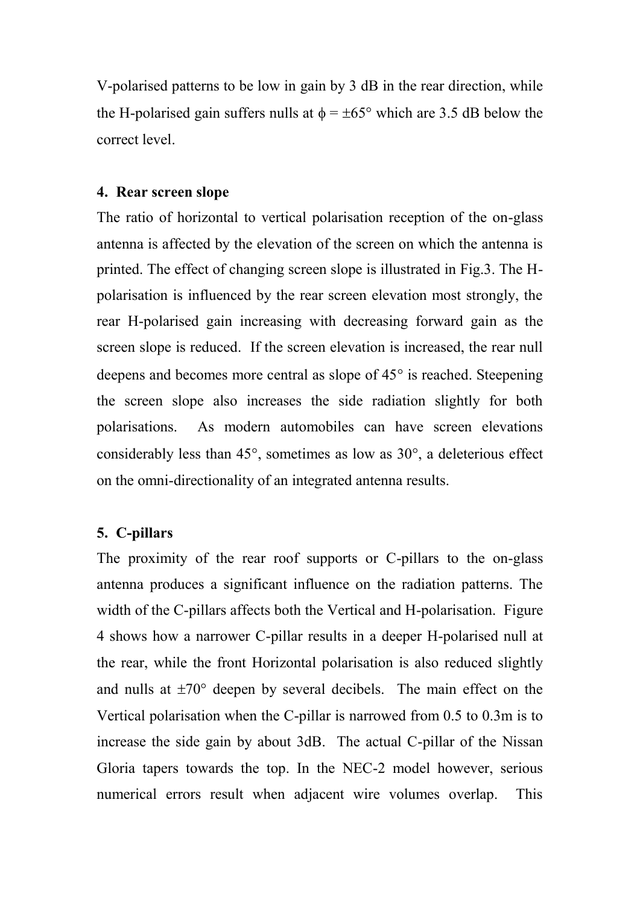V-polarised patterns to be low in gain by 3 dB in the rear direction, while the H-polarised gain suffers nulls at $\phi = \pm 65°$ which are 3.5 dB below the correct level.

## 4. Rear screen slope

The ratio of horizontal to vertical polarisation reception of the on-glass antenna is affected by the elevation of the screen on which the antenna is printed. The effect of changing screen slope is illustrated in Fig.3. The H-polarisation is influenced by the rear screen elevation most strongly, the rear H-polarised gain increasing with decreasing forward gain as the screen slope is reduced. If the screen elevation is increased, the rear null deepens and becomes more central as slope of 45° is reached. Steepening the screen slope also increases the side radiation slightly for both polarisations. As modern automobiles can have screen elevations considerably less than 45°, sometimes as low as 30°, a deleterious effect on the omni-directionality of an integrated antenna results.

## 5. C-pillars

The proximity of the rear roof supports or C-pillars to the on-glass antenna produces a significant influence on the radiation patterns. The width of the C-pillars affects both the Vertical and H-polarisation. Figure 4 shows how a narrower C-pillar results in a deeper H-polarised null at the rear, while the front Horizontal polarisation is also reduced slightly and nulls at ±70° deepen by several decibels. The main effect on the Vertical polarisation when the C-pillar is narrowed from 0.5 to 0.3m is to increase the side gain by about 3dB. The actual C-pillar of the Nissan Gloria tapers towards the top. In the NEC-2 model however, serious numerical errors result when adjacent wire volumes overlap. This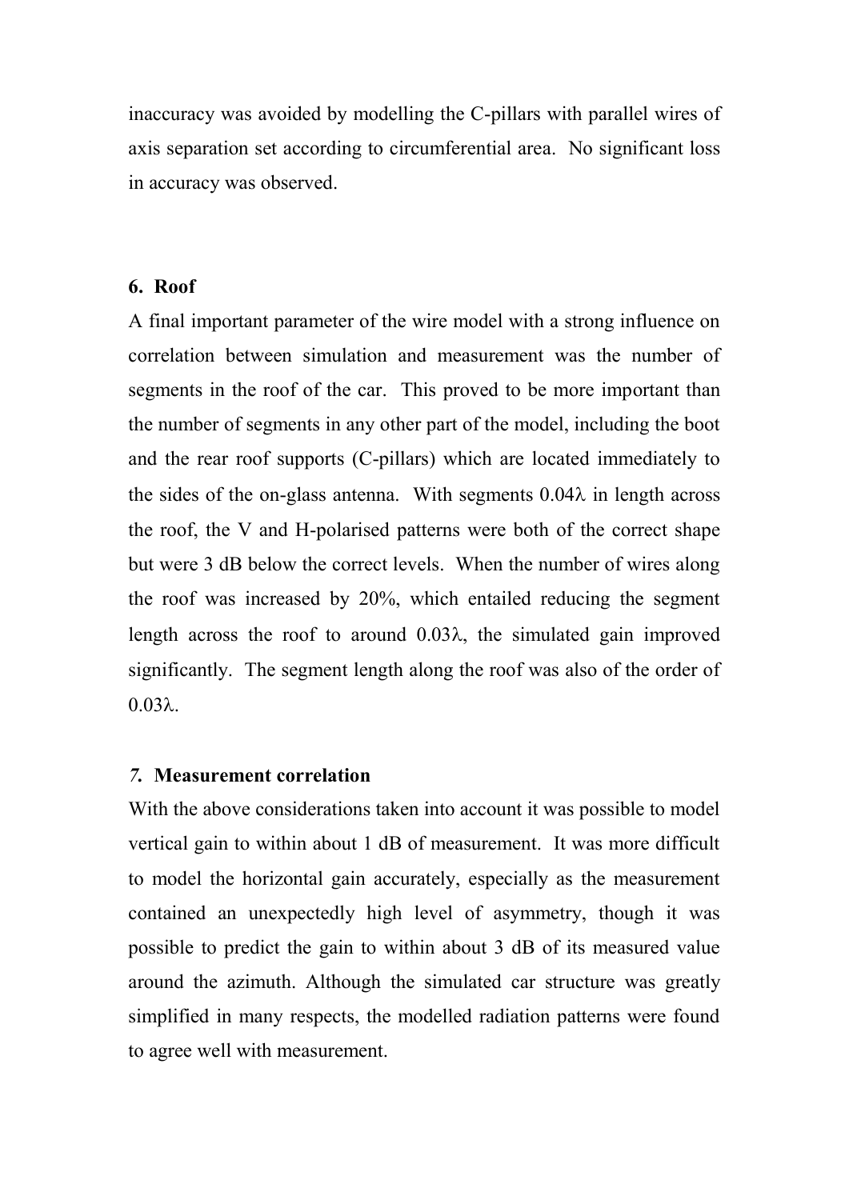inaccuracy was avoided by modelling the C-pillars with parallel wires of axis separation set according to circumferential area. No significant loss in accuracy was observed.

## 6. Roof

A final important parameter of the wire model with a strong influence on correlation between simulation and measurement was the number of segments in the roof of the car. This proved to be more important than the number of segments in any other part of the model, including the boot and the rear roof supports (C-pillars) which are located immediately to the sides of the on-glass antenna. With segments $0.04\lambda$ in length across the roof, the V and H-polarised patterns were both of the correct shape but were 3 dB below the correct levels. When the number of wires along the roof was increased by 20%, which entailed reducing the segment length across the roof to around $0.03\lambda$, the simulated gain improved significantly. The segment length along the roof was also of the order of $0.03\lambda$.

## *7.* Measurement correlation

With the above considerations taken into account it was possible to model vertical gain to within about 1 dB of measurement. It was more difficult to model the horizontal gain accurately, especially as the measurement contained an unexpectedly high level of asymmetry, though it was possible to predict the gain to within about 3 dB of its measured value around the azimuth. Although the simulated car structure was greatly simplified in many respects, the modelled radiation patterns were found to agree well with measurement.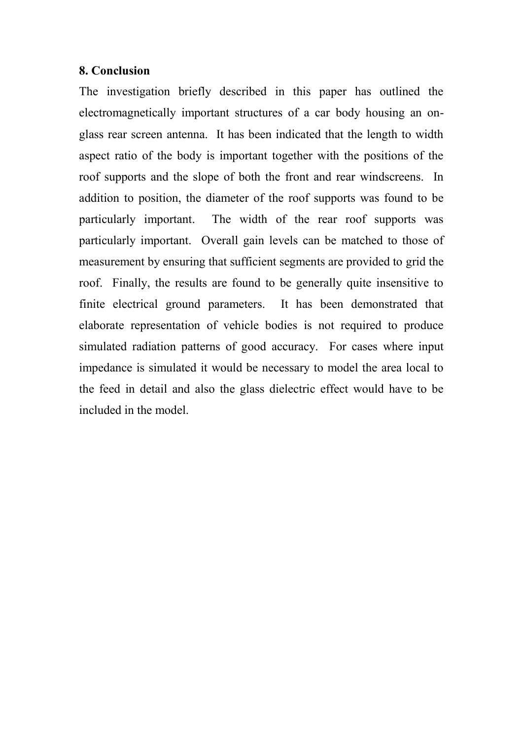## 8. Conclusion

The investigation briefly described in this paper has outlined the electromagnetically important structures of a car body housing an on-glass rear screen antenna. It has been indicated that the length to width aspect ratio of the body is important together with the positions of the roof supports and the slope of both the front and rear windscreens. In addition to position, the diameter of the roof supports was found to be particularly important. The width of the rear roof supports was particularly important. Overall gain levels can be matched to those of measurement by ensuring that sufficient segments are provided to grid the roof. Finally, the results are found to be generally quite insensitive to finite electrical ground parameters. It has been demonstrated that elaborate representation of vehicle bodies is not required to produce simulated radiation patterns of good accuracy. For cases where input impedance is simulated it would be necessary to model the area local to the feed in detail and also the glass dielectric effect would have to be included in the model.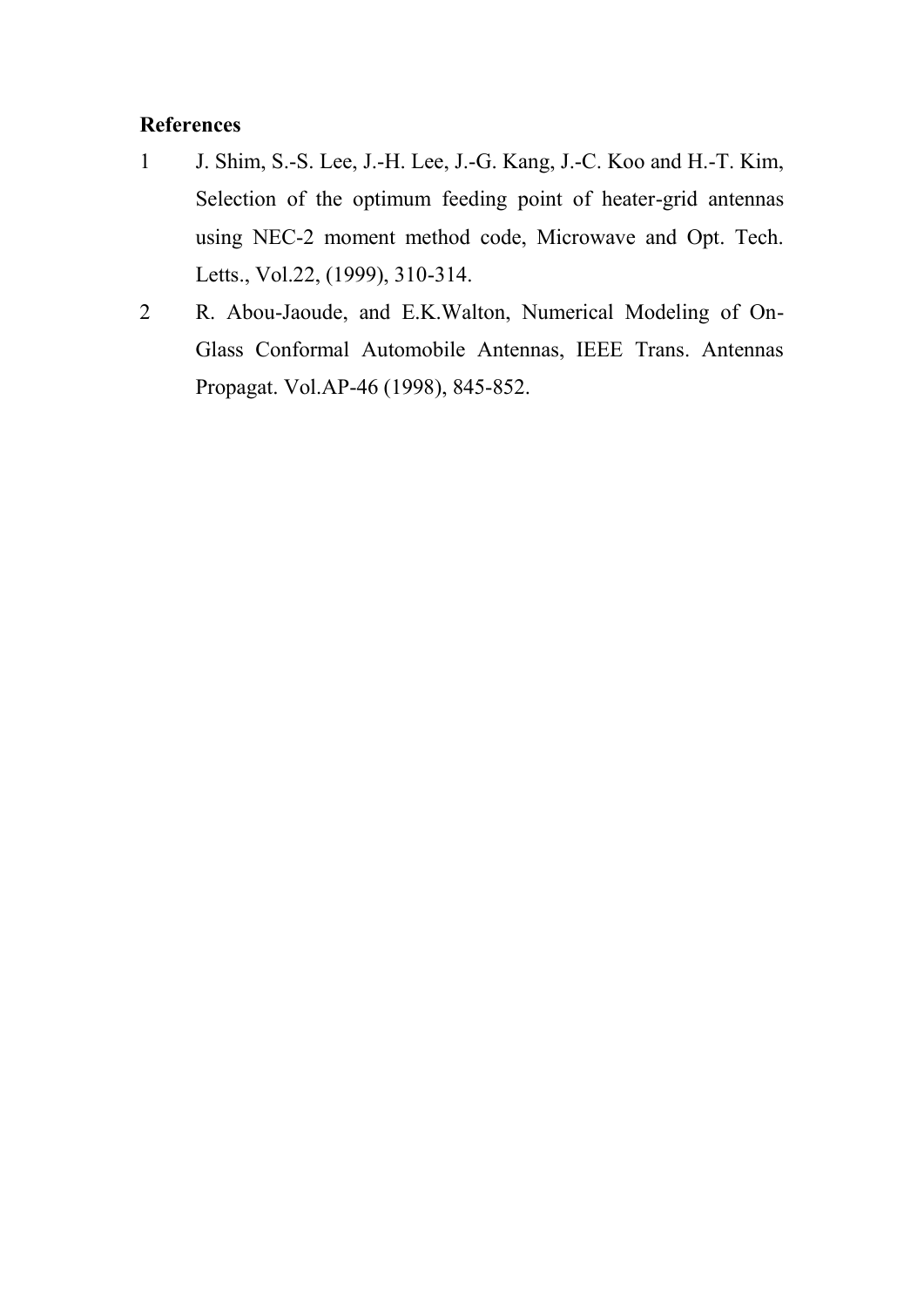**References**

1. J. Shim, S.-S. Lee, J.-H. Lee, J.-G. Kang, J.-C. Koo and H.-T. Kim, Selection of the optimum feeding point of heater-grid antennas using NEC-2 moment method code, Microwave and Opt. Tech. Letts., Vol.22, (1999), 310-314.
2. R. Abou-Jaoude, and E.K.Walton, Numerical Modeling of On-Glass Conformal Automobile Antennas, IEEE Trans. Antennas Propagat. Vol.AP-46 (1998), 845-852.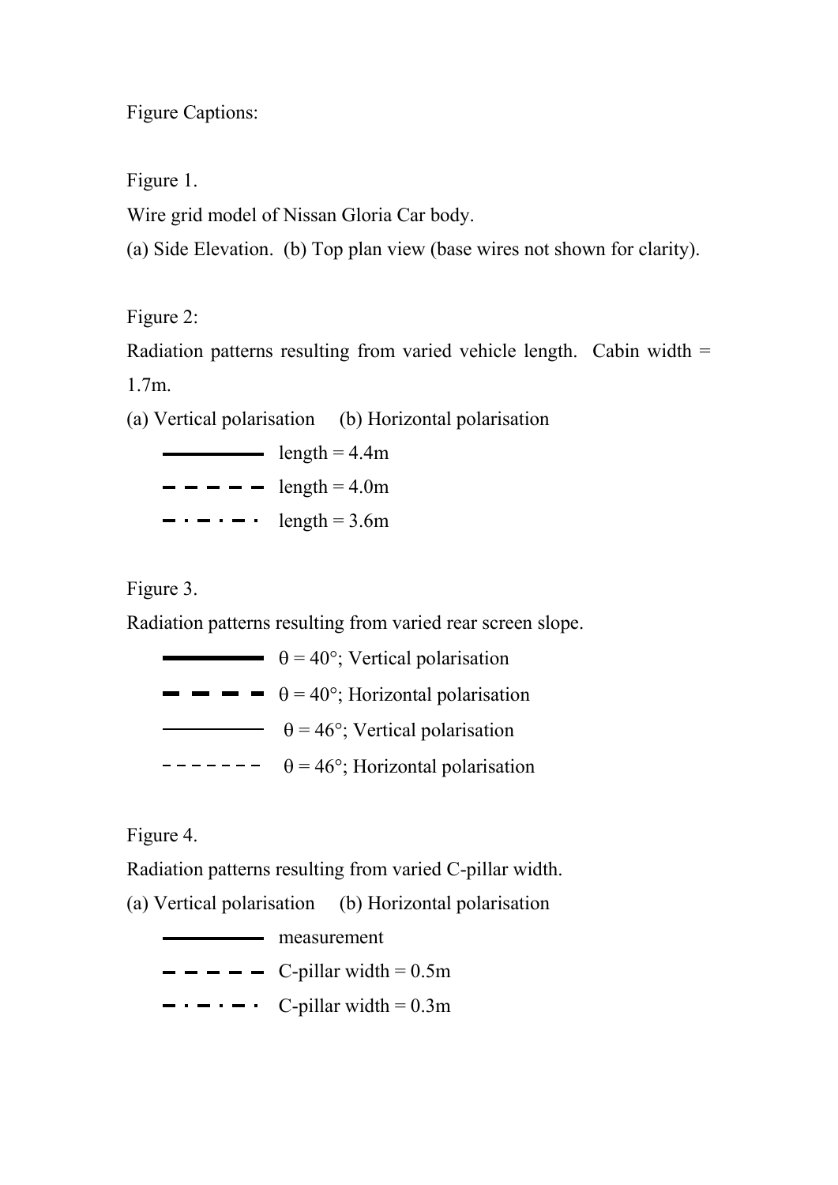Figure Captions:

Figure 1.

Wire grid model of Nissan Gloria Car body.

(a) Side Elevation. (b) Top plan view (base wires not shown for clarity).

Figure 2:

Radiation patterns resulting from varied vehicle length. Cabin width = 1.7m.

(a) Vertical polarisation (b) Horizontal polarisation

——— length = 4.4m

– – – – – length = 4.0m

– · – · – length = 3.6m

Figure 3.

Radiation patterns resulting from varied rear screen slope.

——— $\theta = 40°$; Vertical polarisation

– – – – $\theta = 40°$; Horizontal polarisation

——— $\theta = 46°$; Vertical polarisation

- - - - - - - $\theta = 46°$; Horizontal polarisation

Figure 4.

Radiation patterns resulting from varied C-pillar width.

(a) Vertical polarisation (b) Horizontal polarisation

——— measurement

– – – – – C-pillar width = 0.5m

– · – · – C-pillar width = 0.3m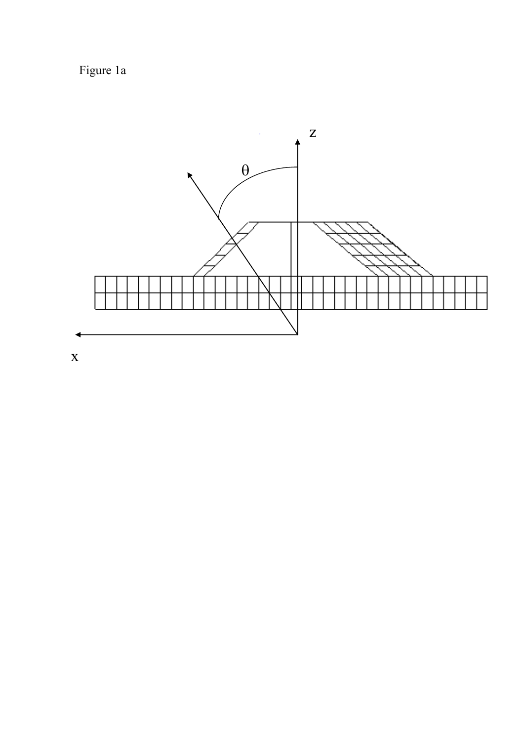Figure 1a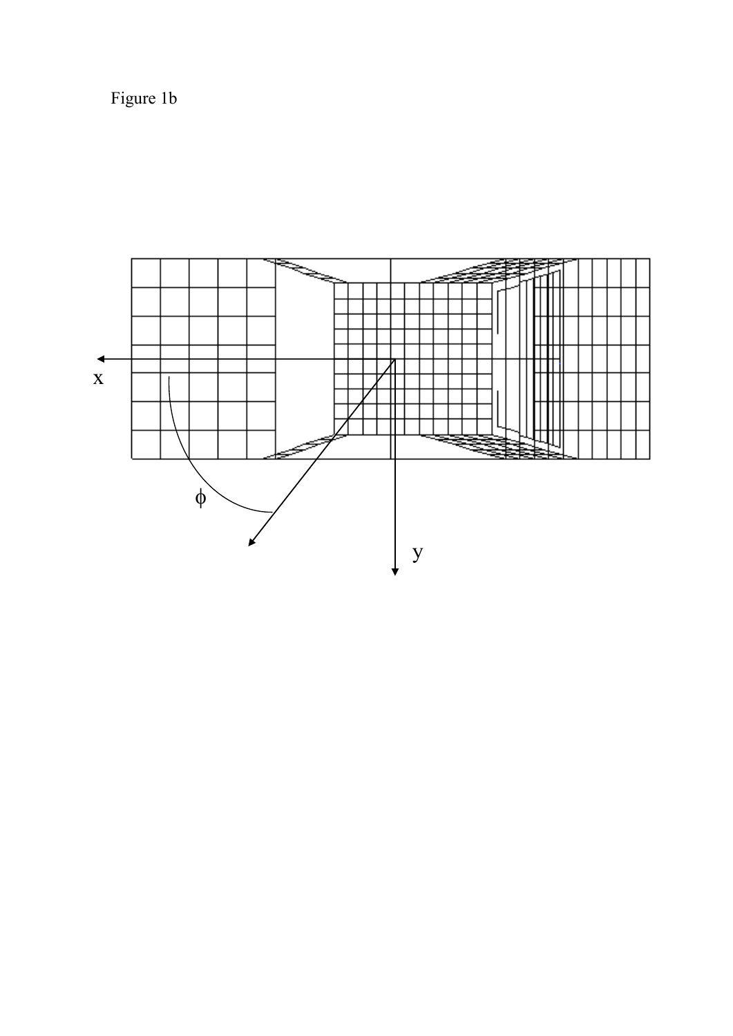Figure 1b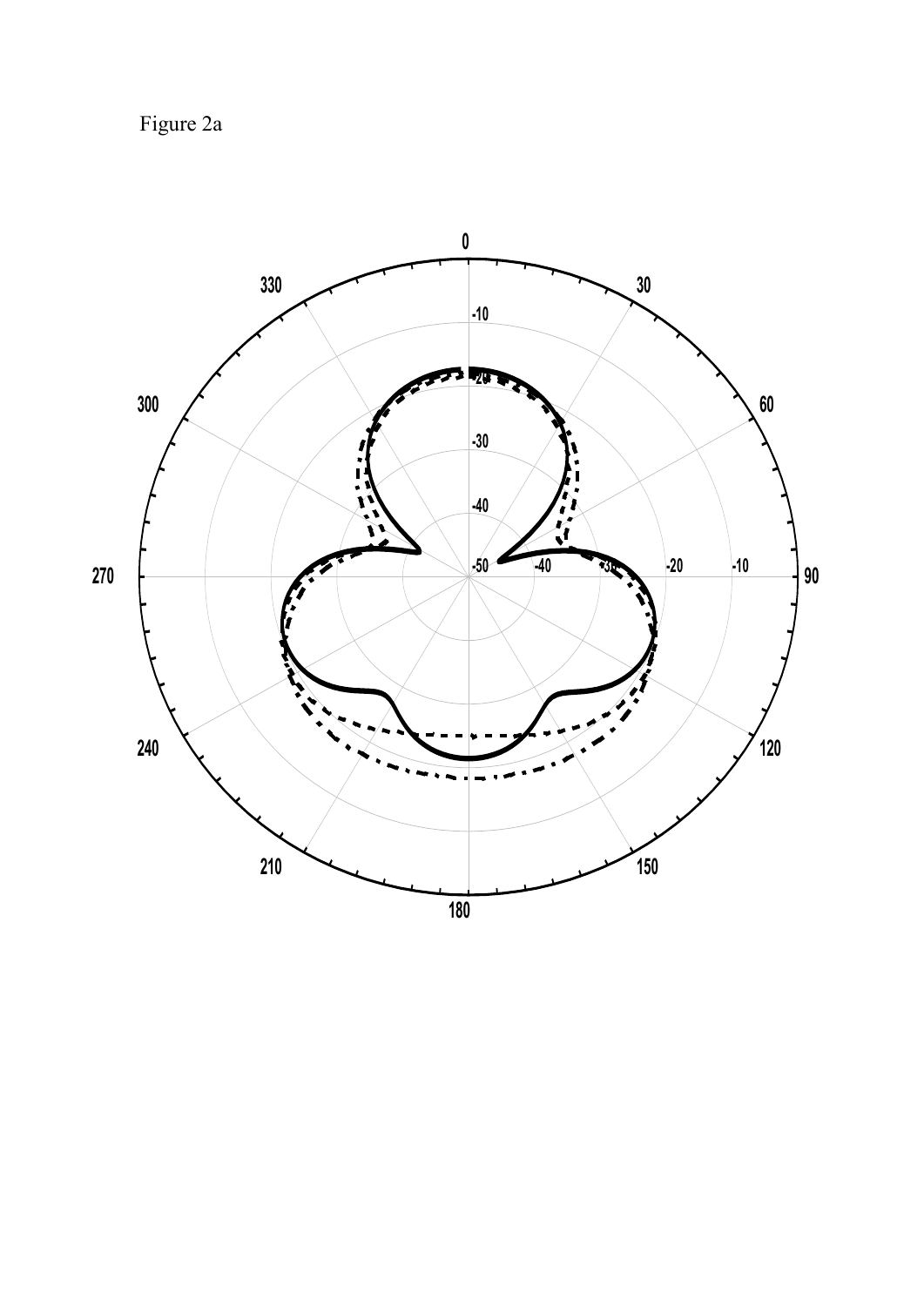Figure 2a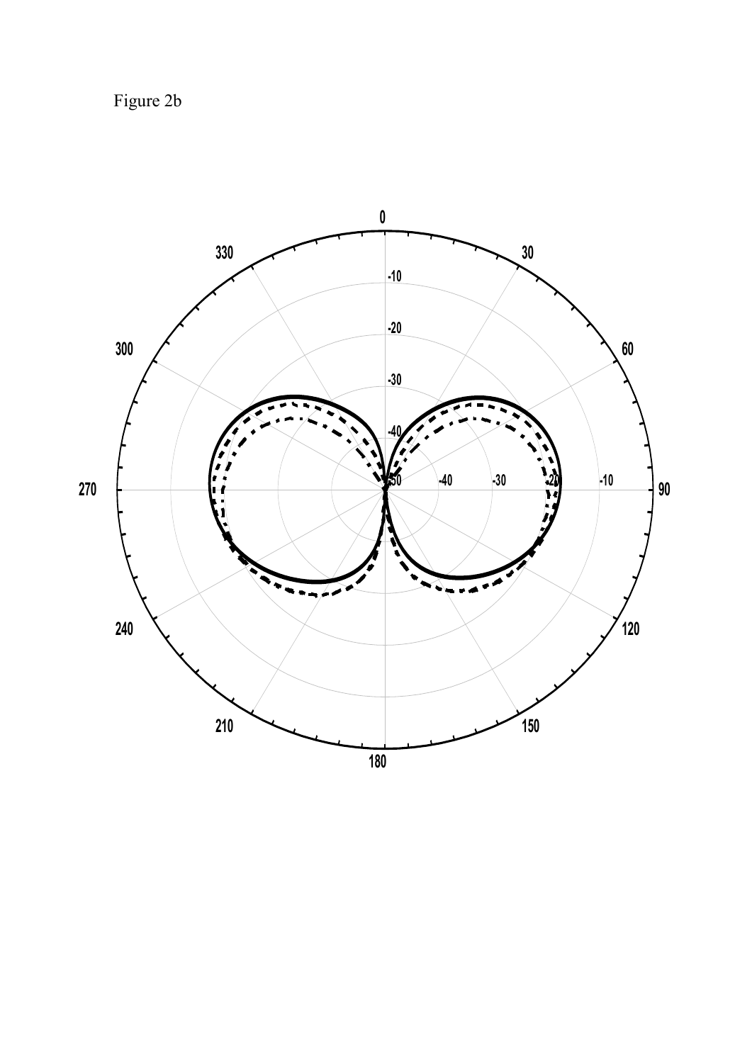Figure 2b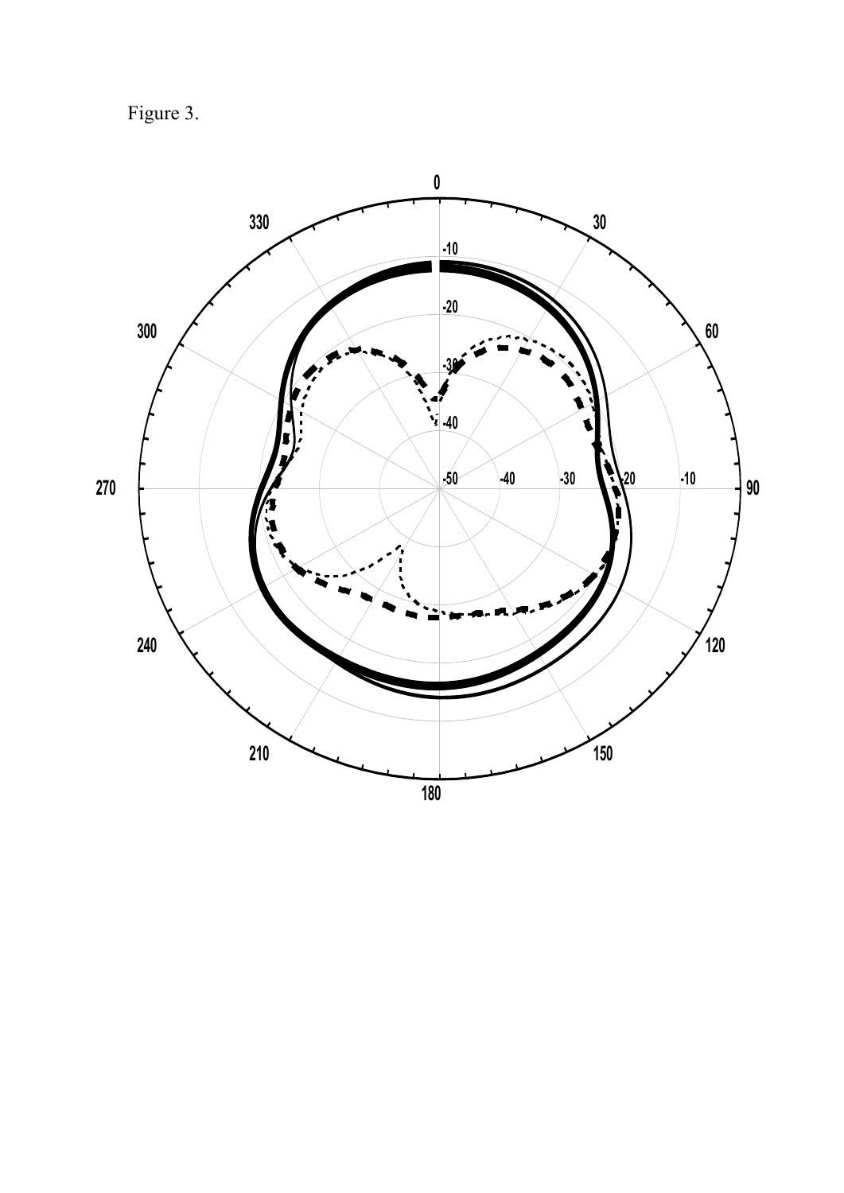Figure 3.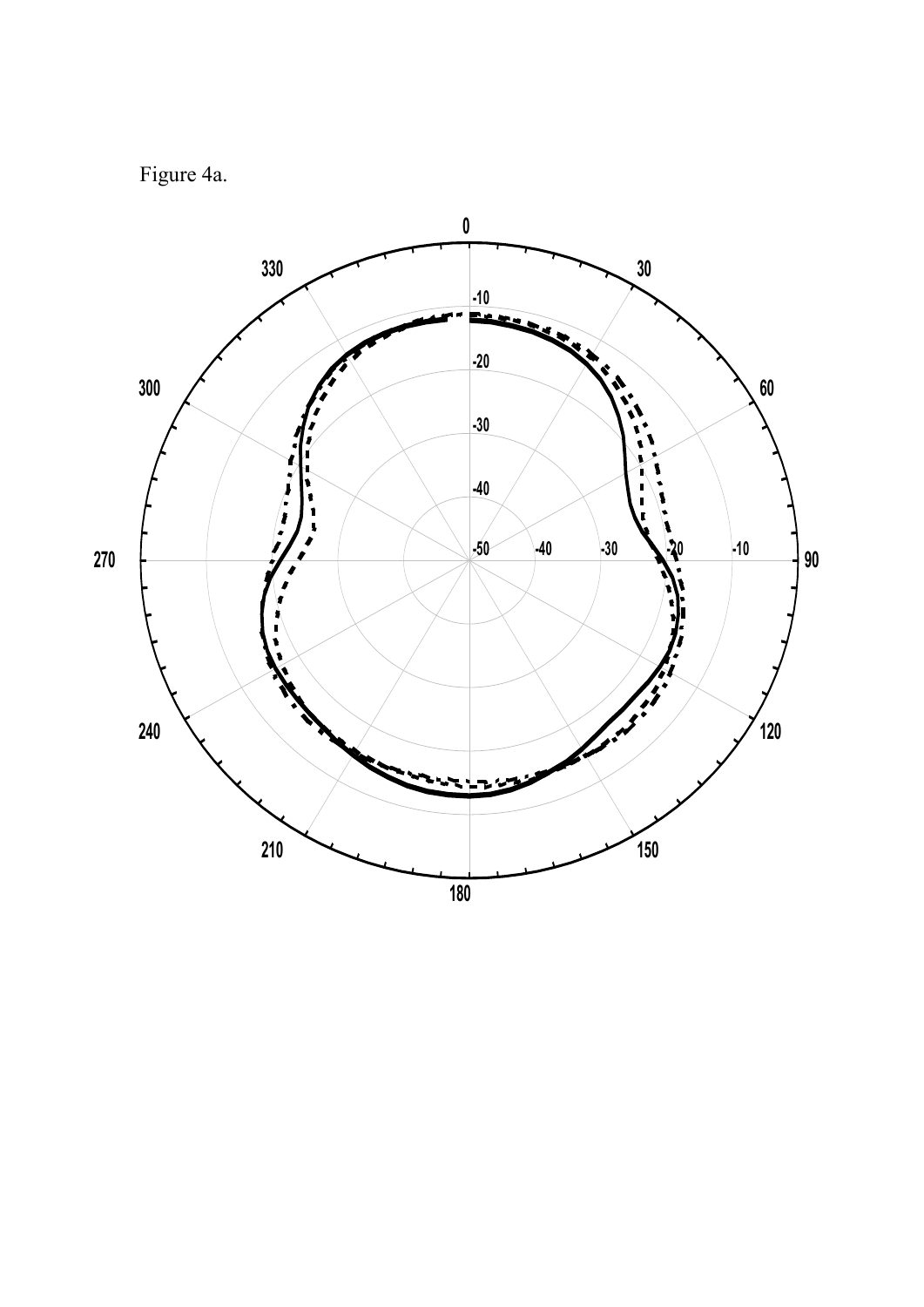Figure 4a.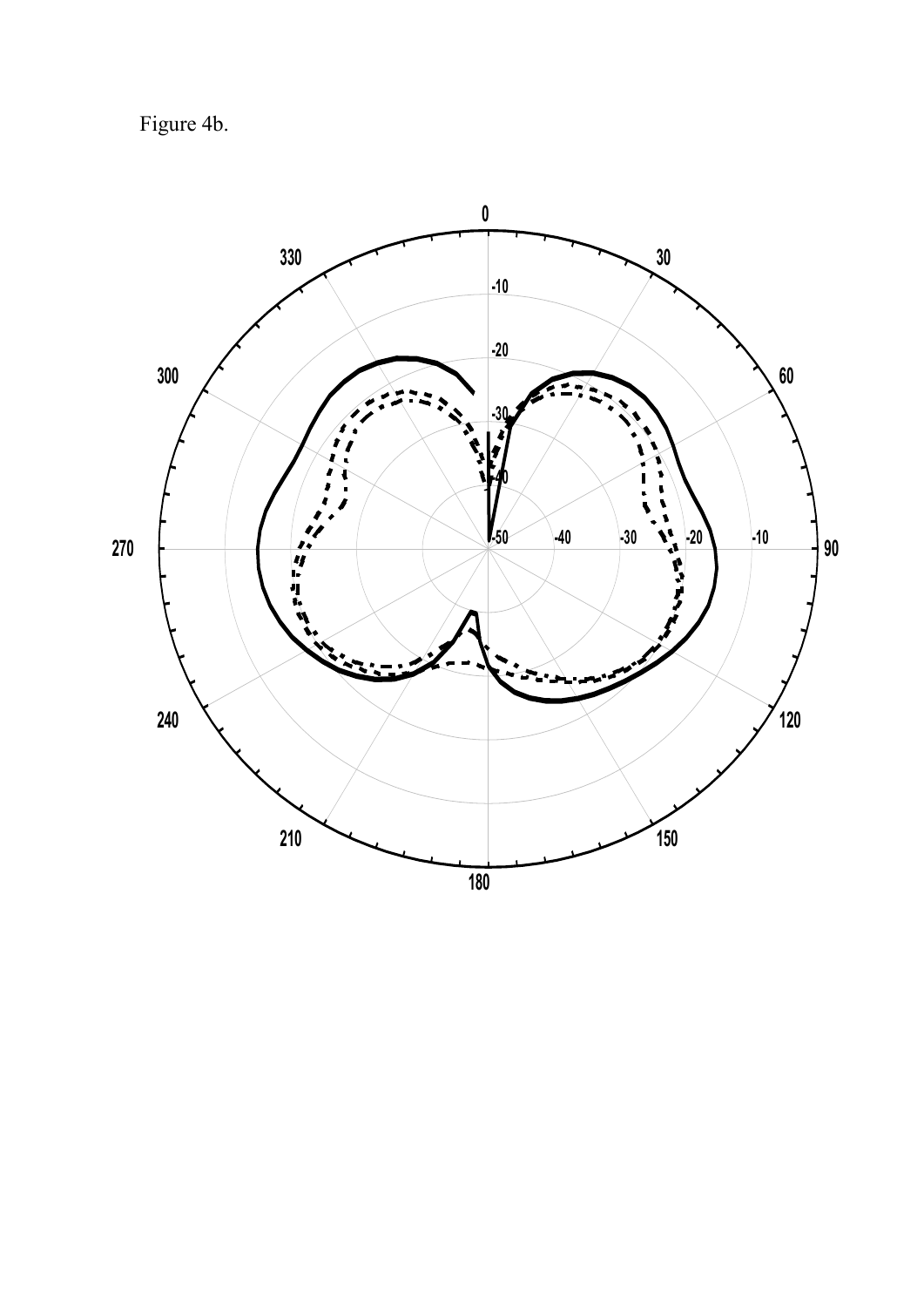Figure 4b.

0

30

60

90

120

150

180

210

240

270

300

330

-10

-20

-30

-40

-50

-40

-30

-20

-10